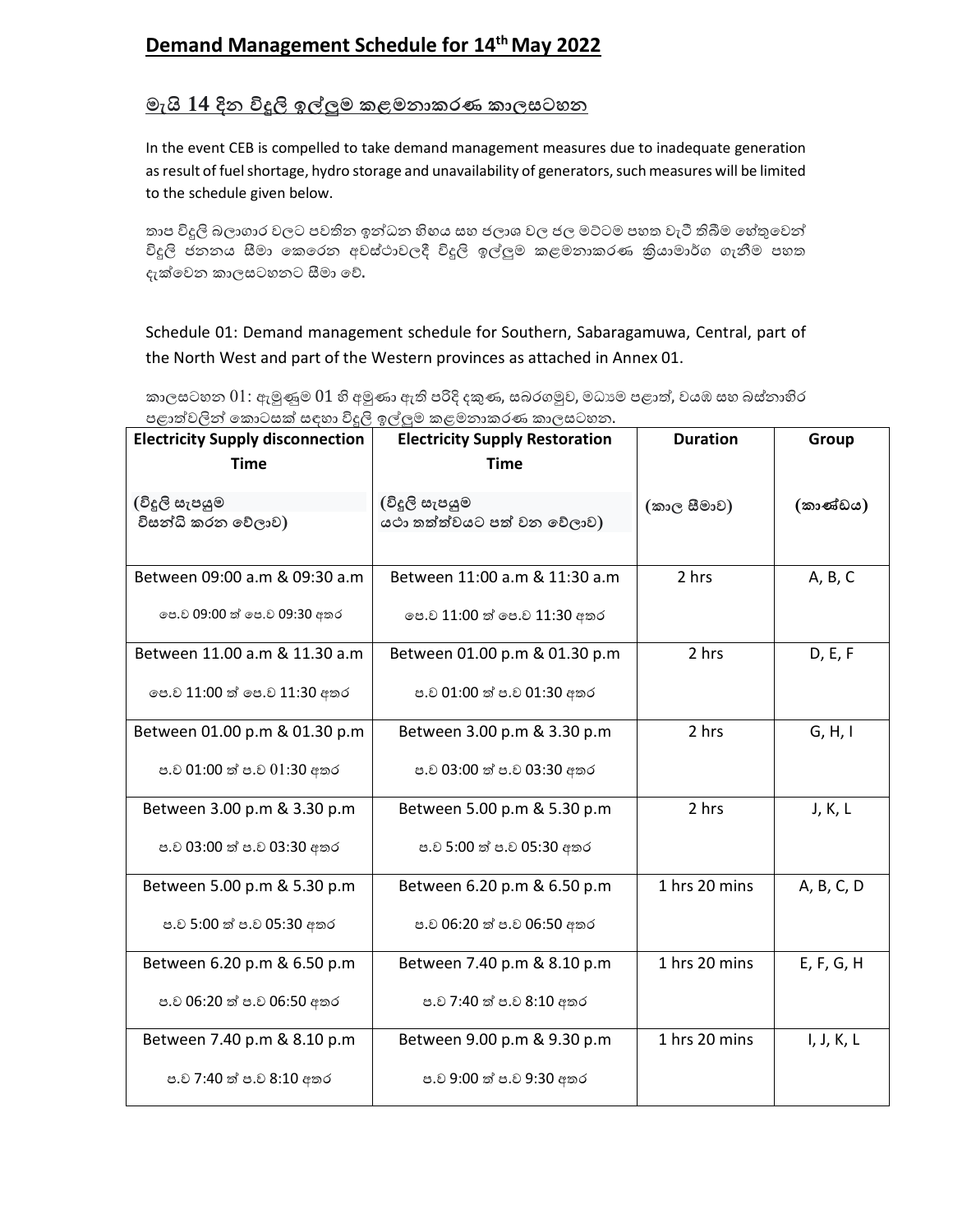# Demand Management Schedule for 14th May 2022

## මැයි 14 දින විදුලි ඉල්ලුම කළමනාකරණ කාලසටහන

In the event CEB is compelled to take demand management measures due to inadequate generation as result of fuel shortage, hydro storage and unavailability of generators, such measures will be limited to the schedule given below.

තාප විදුලි බලාගාර වලට පවතින ඉන්ධන හිඟය සහ ජලාශ වල ජල මට්ටම පහත වැටී තිබීම හේතුවෙන් විදුලි ජනනය සීමා කෙරෙන අවස්ථාවලදී විදුලි ඉල්ලුම කළමනාකරණ ක්‍රියාමාර්ග ගැනීම පහත දැක්වෙන කාලසටහනට සීමා වේ.

Schedule 01: Demand management schedule for Southern, Sabaragamuwa, Central, part of the North West and part of the Western provinces as attached in Annex 01.

කාලසටහන 01: ඇමුණුම 01 හි අමුණා ඇති පරිදි දකුණ, සබරගමුව, මධ්‍යම පළාත්, වයඹ සහ බස්නාහිර පළාත්වලින් කොටසක් සඳහා විදුලි ඉල්ලුම කළමනාකරණ කාලසටහන.

| Electricity Supply disconnection Time (විදුලි සැපයුම විසන්ධි කරන වේලාව) | Electricity Supply Restoration Time (විදුලි සැපයුම යථා තත්ත්වයට පත් වන වේලාව) | Duration (කාල සීමාව) | Group (කාණ්ඩය) |
|---|---|---|---|
| Between 09:00 a.m & 09:30 a.m<br>පෙ.ව 09:00 ත් පෙ.ව 09:30 අතර | Between 11:00 a.m & 11:30 a.m<br>පෙ.ව 11:00 ත් පෙ.ව 11:30 අතර | 2 hrs | A, B, C |
| Between 11.00 a.m & 11.30 a.m<br>පෙ.ව 11:00 ත් පෙ.ව 11:30 අතර | Between 01.00 p.m & 01.30 p.m<br>ප.ව 01:00 ත් ප.ව 01:30 අතර | 2 hrs | D, E, F |
| Between 01.00 p.m & 01.30 p.m<br>ප.ව 01:00 ත් ප.ව 01:30 අතර | Between 3.00 p.m & 3.30 p.m<br>ප.ව 03:00 ත් ප.ව 03:30 අතර | 2 hrs | G, H, I |
| Between 3.00 p.m & 3.30 p.m<br>ප.ව 03:00 ත් ප.ව 03:30 අතර | Between 5.00 p.m & 5.30 p.m<br>ප.ව 5:00 ත් ප.ව 05:30 අතර | 2 hrs | J, K, L |
| Between 5.00 p.m & 5.30 p.m<br>ප.ව 5:00 ත් ප.ව 05:30 අතර | Between 6.20 p.m & 6.50 p.m<br>ප.ව 06:20 ත් ප.ව 06:50 අතර | 1 hrs 20 mins | A, B, C, D |
| Between 6.20 p.m & 6.50 p.m<br>ප.ව 06:20 ත් ප.ව 06:50 අතර | Between 7.40 p.m & 8.10 p.m<br>ප.ව 7:40 ත් ප.ව 8:10 අතර | 1 hrs 20 mins | E, F, G, H |
| Between 7.40 p.m & 8.10 p.m<br>ප.ව 7:40 ත් ප.ව 8:10 අතර | Between 9.00 p.m & 9.30 p.m<br>ප.ව 9:00 ත් ප.ව 9:30 අතර | 1 hrs 20 mins | I, J, K, L |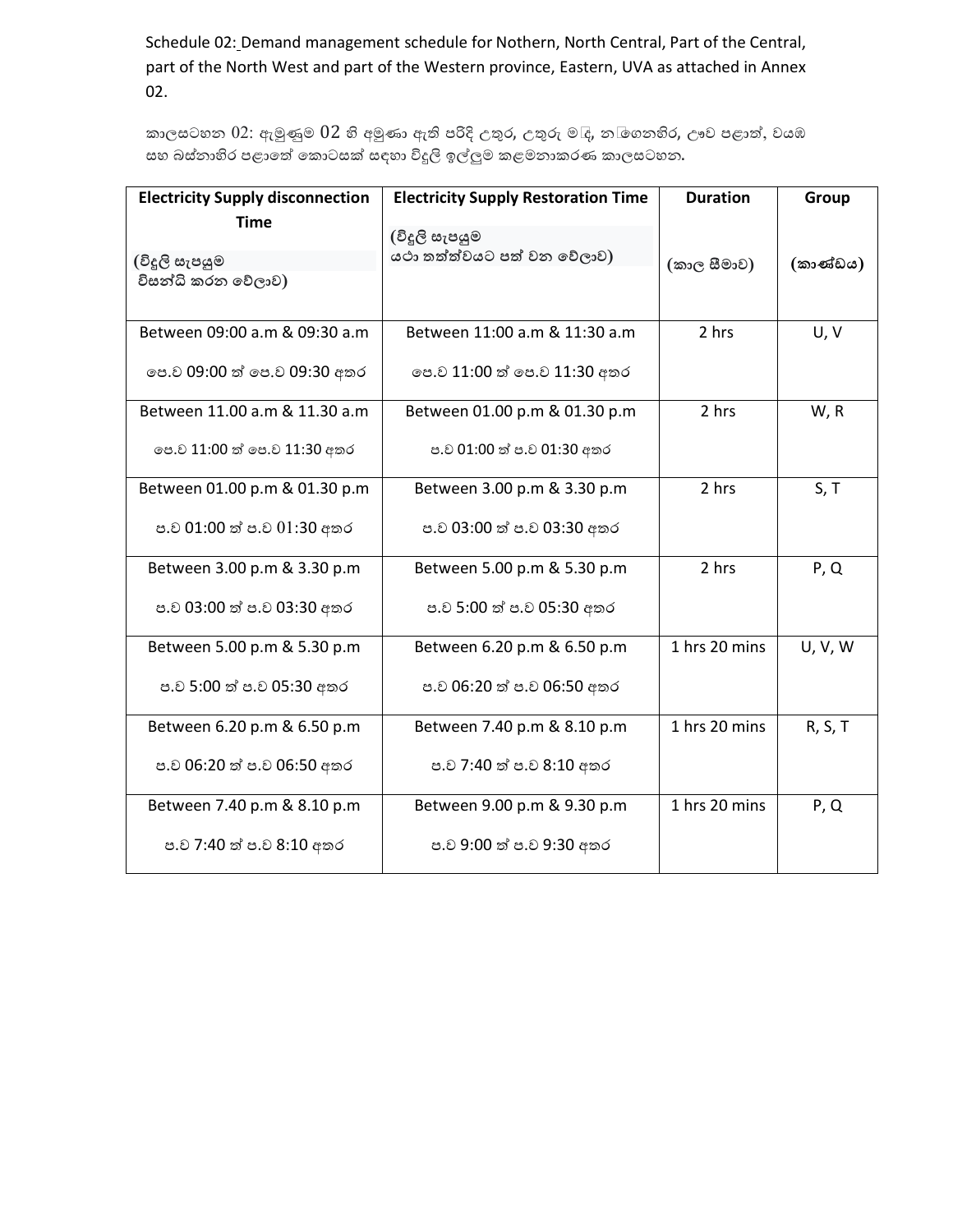Schedule 02: Demand management schedule for Nothern, North Central, Part of the Central, part of the North West and part of the Western province, Eastern, UVA as attached in Annex 02.

කාලසටහන 02: ඇමුණුම 02 හි අමුණා ඇති පරිදි උතුර, උතුරු මැද, නැගෙනහිර, ඌව පළාත්, වයඹ සහ බස්නාහිර පළාතේ කොටසක් සඳහා විදුලි ඉල්ලුම කළමනාකරණ කාලසටහන.

| Electricity Supply disconnection Time (විදුලි සැපයුම විසන්ධි කරන වේලාව) | Electricity Supply Restoration Time (විදුලි සැපයුම යථා තත්ත්වයට පත් වන වේලාව) | Duration (කාල සීමාව) | Group (කාණ්ඩය) |
|---|---|---|---|
| Between 09:00 a.m & 09:30 a.m<br>පෙ.ව 09:00 ත් පෙ.ව 09:30 අතර | Between 11:00 a.m & 11:30 a.m<br>පෙ.ව 11:00 ත් පෙ.ව 11:30 අතර | 2 hrs | U, V |
| Between 11.00 a.m & 11.30 a.m<br>පෙ.ව 11:00 ත් පෙ.ව 11:30 අතර | Between 01.00 p.m & 01.30 p.m<br>ප.ව 01:00 ත් ප.ව 01:30 අතර | 2 hrs | W, R |
| Between 01.00 p.m & 01.30 p.m<br>ප.ව 01:00 ත් ප.ව 01:30 අතර | Between 3.00 p.m & 3.30 p.m<br>ප.ව 03:00 ත් ප.ව 03:30 අතර | 2 hrs | S, T |
| Between 3.00 p.m & 3.30 p.m<br>ප.ව 03:00 ත් ප.ව 03:30 අතර | Between 5.00 p.m & 5.30 p.m<br>ප.ව 5:00 ත් ප.ව 05:30 අතර | 2 hrs | P, Q |
| Between 5.00 p.m & 5.30 p.m<br>ප.ව 5:00 ත් ප.ව 05:30 අතර | Between 6.20 p.m & 6.50 p.m<br>ප.ව 06:20 ත් ප.ව 06:50 අතර | 1 hrs 20 mins | U, V, W |
| Between 6.20 p.m & 6.50 p.m<br>ප.ව 06:20 ත් ප.ව 06:50 අතර | Between 7.40 p.m & 8.10 p.m<br>ප.ව 7:40 ත් ප.ව 8:10 අතර | 1 hrs 20 mins | R, S, T |
| Between 7.40 p.m & 8.10 p.m<br>ප.ව 7:40 ත් ප.ව 8:10 අතර | Between 9.00 p.m & 9.30 p.m<br>ප.ව 9:00 ත් ප.ව 9:30 අතර | 1 hrs 20 mins | P, Q |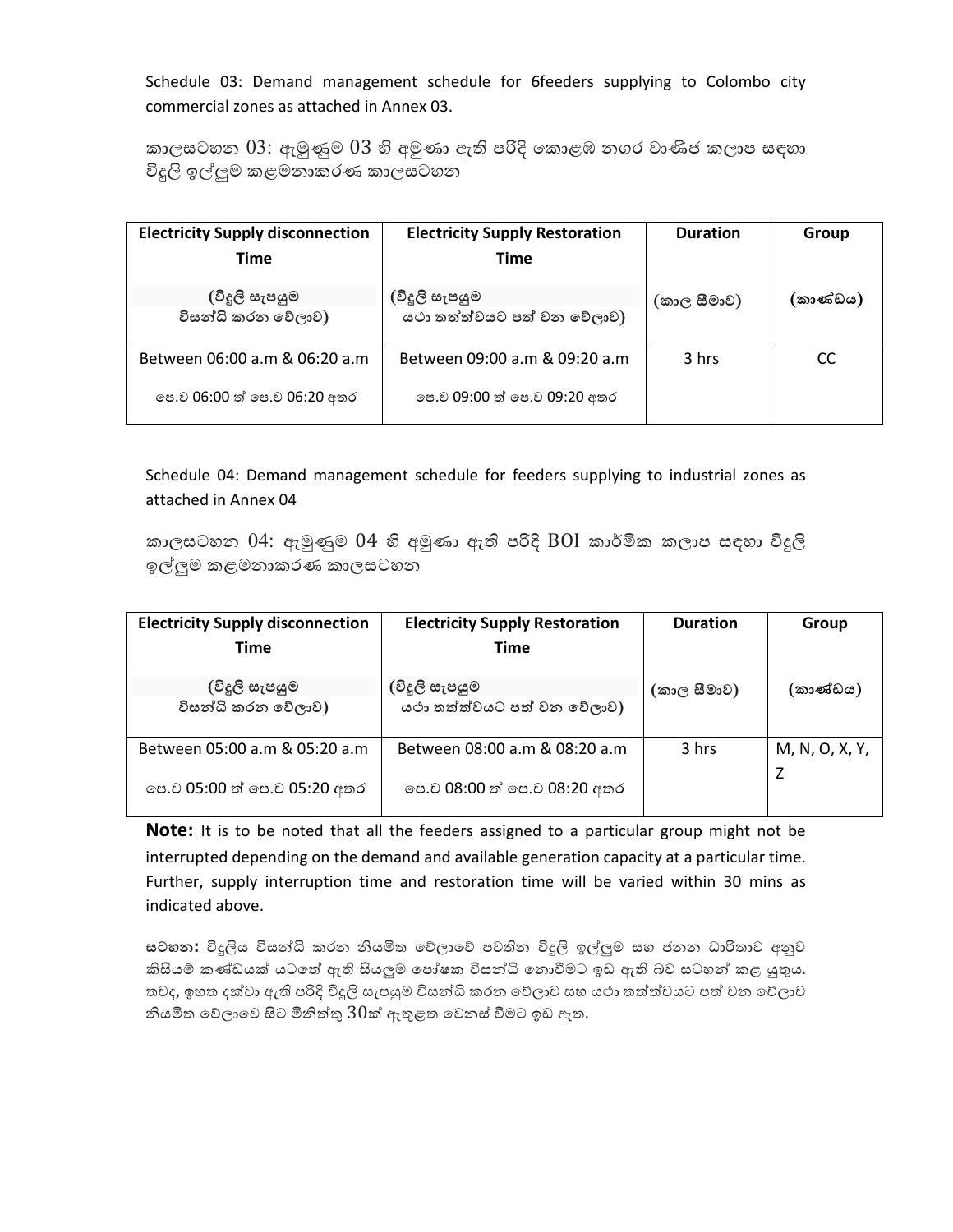Schedule 03: Demand management schedule for 6feeders supplying to Colombo city commercial zones as attached in Annex 03.

කාලසටහන 03: ඇමුණුම 03 හි අමුණා ඇති පරිදි කොළඹ නගර වාණිජ කලාප සඳහා විදුලි ඉල්ලුම කළමනාකරණ කාලසටහන

| **Electricity Supply disconnection Time** (විදුලි සැපයුම විසන්ධි කරන වේලාව) | **Electricity Supply Restoration Time** (විදුලි සැපයුම යථා තත්ත්වයට පත් වන වේලාව) | **Duration** (කාල සීමාව) | **Group** (කාණ්ඩය) |
| --- | --- | --- | --- |
| Between 06:00 a.m & 06:20 a.m<br>පෙ.ව 06:00 ත් පෙ.ව 06:20 අතර | Between 09:00 a.m & 09:20 a.m<br>පෙ.ව 09:00 ත් පෙ.ව 09:20 අතර | 3 hrs | CC |

Schedule 04: Demand management schedule for feeders supplying to industrial zones as attached in Annex 04

කාලසටහන 04: ඇමුණුම 04 හි අමුණා ඇති පරිදි BOI කාර්මික කලාප සඳහා විදුලි ඉල්ලුම කළමනාකරණ කාලසටහන

| **Electricity Supply disconnection Time** (විදුලි සැපයුම විසන්ධි කරන වේලාව) | **Electricity Supply Restoration Time** (විදුලි සැපයුම යථා තත්ත්වයට පත් වන වේලාව) | **Duration** (කාල සීමාව) | **Group** (කාණ්ඩය) |
| --- | --- | --- | --- |
| Between 05:00 a.m & 05:20 a.m<br>පෙ.ව 05:00 ත් පෙ.ව 05:20 අතර | Between 08:00 a.m & 08:20 a.m<br>පෙ.ව 08:00 ත් පෙ.ව 08:20 අතර | 3 hrs | M, N, O, X, Y, Z |

**Note:** It is to be noted that all the feeders assigned to a particular group might not be interrupted depending on the demand and available generation capacity at a particular time. Further, supply interruption time and restoration time will be varied within 30 mins as indicated above.

**සටහන:** විදුලිය විසන්ධි කරන නියමිත වේලාවේ පවතින විදුලි ඉල්ලුම සහ ජනන ධාරිතාව අනුව කිසියම් කණ්ඩයක් යටතේ ඇති සියලුම පෝෂක විසන්ධි නොවීමට ඉඩ ඇති බව සටහන් කළ යුතුය. තවද, ඉහත දක්වා ඇති පරිදි විදුලි සැපයුම විසන්ධි කරන වේලාව සහ යථා තත්ත්වයට පත් වන වේලාව නියමිත වේලාවෙ සිට මිනිත්තු 30ක් ඇතුළත වෙනස් වීමට ඉඩ ඇත.